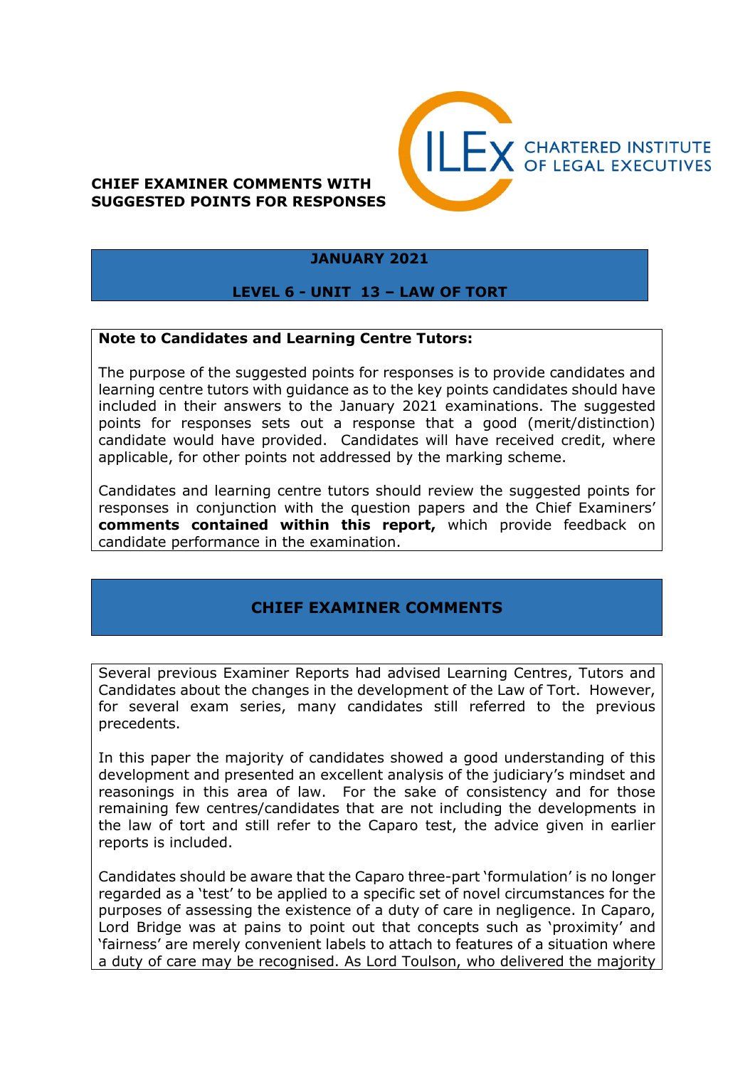**CHIEF EXAMINER COMMENTS WITH SUGGESTED POINTS FOR RESPONSES**

CHARTERED INSTITUTE OF LEGAL EXECUTIVES

**JANUARY 2021**

**LEVEL 6 - UNIT 13 – LAW OF TORT**

**Note to Candidates and Learning Centre Tutors:**

The purpose of the suggested points for responses is to provide candidates and learning centre tutors with guidance as to the key points candidates should have included in their answers to the January 2021 examinations. The suggested points for responses sets out a response that a good (merit/distinction) candidate would have provided. Candidates will have received credit, where applicable, for other points not addressed by the marking scheme.

Candidates and learning centre tutors should review the suggested points for responses in conjunction with the question papers and the Chief Examiners' **comments contained within this report,** which provide feedback on candidate performance in the examination.

## CHIEF EXAMINER COMMENTS

Several previous Examiner Reports had advised Learning Centres, Tutors and Candidates about the changes in the development of the Law of Tort. However, for several exam series, many candidates still referred to the previous precedents.

In this paper the majority of candidates showed a good understanding of this development and presented an excellent analysis of the judiciary's mindset and reasonings in this area of law. For the sake of consistency and for those remaining few centres/candidates that are not including the developments in the law of tort and still refer to the Caparo test, the advice given in earlier reports is included.

Candidates should be aware that the Caparo three-part 'formulation' is no longer regarded as a 'test' to be applied to a specific set of novel circumstances for the purposes of assessing the existence of a duty of care in negligence. In Caparo, Lord Bridge was at pains to point out that concepts such as 'proximity' and 'fairness' are merely convenient labels to attach to features of a situation where a duty of care may be recognised. As Lord Toulson, who delivered the majority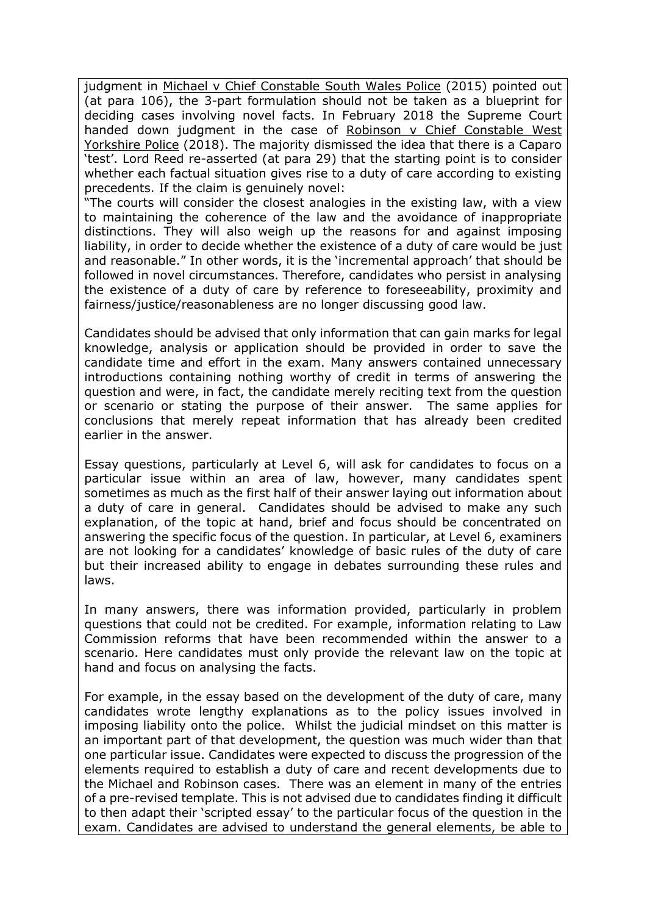judgment in Michael v Chief Constable South Wales Police (2015) pointed out (at para 106), the 3-part formulation should not be taken as a blueprint for deciding cases involving novel facts. In February 2018 the Supreme Court handed down judgment in the case of Robinson v Chief Constable West Yorkshire Police (2018). The majority dismissed the idea that there is a Caparo 'test'. Lord Reed re-asserted (at para 29) that the starting point is to consider whether each factual situation gives rise to a duty of care according to existing precedents. If the claim is genuinely novel:
"The courts will consider the closest analogies in the existing law, with a view to maintaining the coherence of the law and the avoidance of inappropriate distinctions. They will also weigh up the reasons for and against imposing liability, in order to decide whether the existence of a duty of care would be just and reasonable." In other words, it is the 'incremental approach' that should be followed in novel circumstances. Therefore, candidates who persist in analysing the existence of a duty of care by reference to foreseeability, proximity and fairness/justice/reasonableness are no longer discussing good law.

Candidates should be advised that only information that can gain marks for legal knowledge, analysis or application should be provided in order to save the candidate time and effort in the exam. Many answers contained unnecessary introductions containing nothing worthy of credit in terms of answering the question and were, in fact, the candidate merely reciting text from the question or scenario or stating the purpose of their answer. The same applies for conclusions that merely repeat information that has already been credited earlier in the answer.

Essay questions, particularly at Level 6, will ask for candidates to focus on a particular issue within an area of law, however, many candidates spent sometimes as much as the first half of their answer laying out information about a duty of care in general. Candidates should be advised to make any such explanation, of the topic at hand, brief and focus should be concentrated on answering the specific focus of the question. In particular, at Level 6, examiners are not looking for a candidates' knowledge of basic rules of the duty of care but their increased ability to engage in debates surrounding these rules and laws.

In many answers, there was information provided, particularly in problem questions that could not be credited. For example, information relating to Law Commission reforms that have been recommended within the answer to a scenario. Here candidates must only provide the relevant law on the topic at hand and focus on analysing the facts.

For example, in the essay based on the development of the duty of care, many candidates wrote lengthy explanations as to the policy issues involved in imposing liability onto the police. Whilst the judicial mindset on this matter is an important part of that development, the question was much wider than that one particular issue. Candidates were expected to discuss the progression of the elements required to establish a duty of care and recent developments due to the Michael and Robinson cases. There was an element in many of the entries of a pre-revised template. This is not advised due to candidates finding it difficult to then adapt their 'scripted essay' to the particular focus of the question in the exam. Candidates are advised to understand the general elements, be able to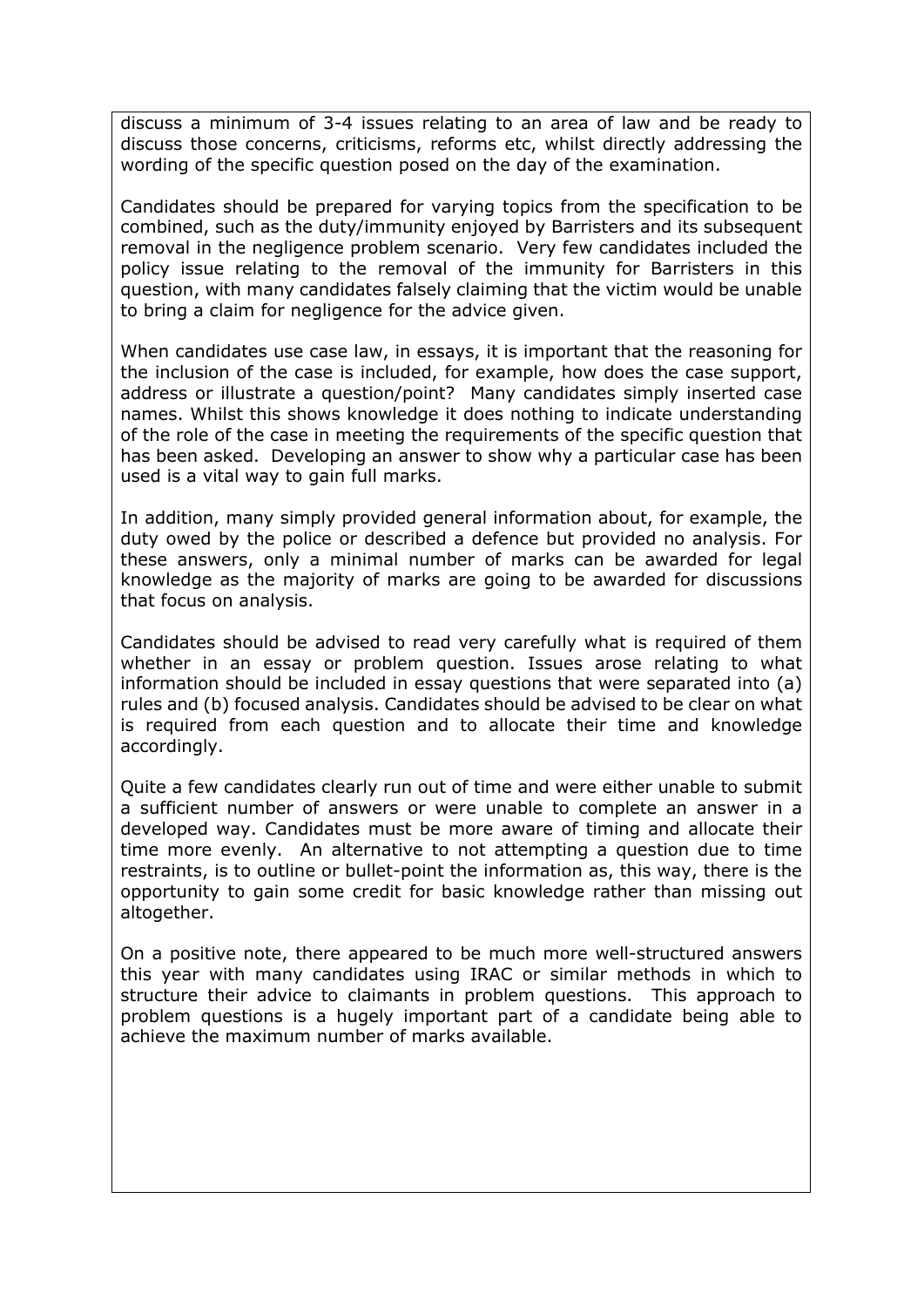discuss a minimum of 3-4 issues relating to an area of law and be ready to discuss those concerns, criticisms, reforms etc, whilst directly addressing the wording of the specific question posed on the day of the examination.

Candidates should be prepared for varying topics from the specification to be combined, such as the duty/immunity enjoyed by Barristers and its subsequent removal in the negligence problem scenario. Very few candidates included the policy issue relating to the removal of the immunity for Barristers in this question, with many candidates falsely claiming that the victim would be unable to bring a claim for negligence for the advice given.

When candidates use case law, in essays, it is important that the reasoning for the inclusion of the case is included, for example, how does the case support, address or illustrate a question/point? Many candidates simply inserted case names. Whilst this shows knowledge it does nothing to indicate understanding of the role of the case in meeting the requirements of the specific question that has been asked. Developing an answer to show why a particular case has been used is a vital way to gain full marks.

In addition, many simply provided general information about, for example, the duty owed by the police or described a defence but provided no analysis. For these answers, only a minimal number of marks can be awarded for legal knowledge as the majority of marks are going to be awarded for discussions that focus on analysis.

Candidates should be advised to read very carefully what is required of them whether in an essay or problem question. Issues arose relating to what information should be included in essay questions that were separated into (a) rules and (b) focused analysis. Candidates should be advised to be clear on what is required from each question and to allocate their time and knowledge accordingly.

Quite a few candidates clearly run out of time and were either unable to submit a sufficient number of answers or were unable to complete an answer in a developed way. Candidates must be more aware of timing and allocate their time more evenly. An alternative to not attempting a question due to time restraints, is to outline or bullet-point the information as, this way, there is the opportunity to gain some credit for basic knowledge rather than missing out altogether.

On a positive note, there appeared to be much more well-structured answers this year with many candidates using IRAC or similar methods in which to structure their advice to claimants in problem questions. This approach to problem questions is a hugely important part of a candidate being able to achieve the maximum number of marks available.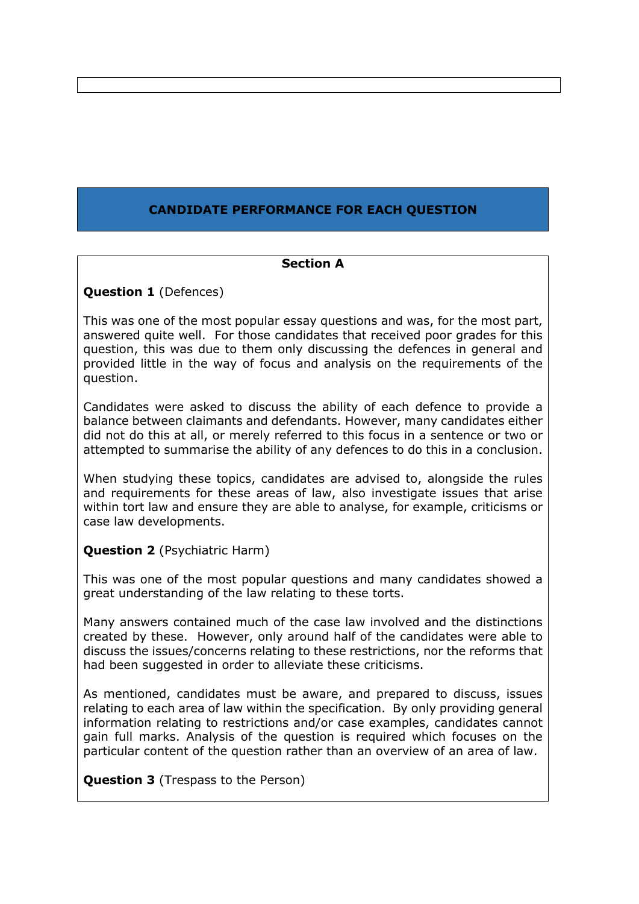## CANDIDATE PERFORMANCE FOR EACH QUESTION

### Section A

**Question 1** (Defences)

This was one of the most popular essay questions and was, for the most part, answered quite well. For those candidates that received poor grades for this question, this was due to them only discussing the defences in general and provided little in the way of focus and analysis on the requirements of the question.

Candidates were asked to discuss the ability of each defence to provide a balance between claimants and defendants. However, many candidates either did not do this at all, or merely referred to this focus in a sentence or two or attempted to summarise the ability of any defences to do this in a conclusion.

When studying these topics, candidates are advised to, alongside the rules and requirements for these areas of law, also investigate issues that arise within tort law and ensure they are able to analyse, for example, criticisms or case law developments.

**Question 2** (Psychiatric Harm)

This was one of the most popular questions and many candidates showed a great understanding of the law relating to these torts.

Many answers contained much of the case law involved and the distinctions created by these. However, only around half of the candidates were able to discuss the issues/concerns relating to these restrictions, nor the reforms that had been suggested in order to alleviate these criticisms.

As mentioned, candidates must be aware, and prepared to discuss, issues relating to each area of law within the specification. By only providing general information relating to restrictions and/or case examples, candidates cannot gain full marks. Analysis of the question is required which focuses on the particular content of the question rather than an overview of an area of law.

**Question 3** (Trespass to the Person)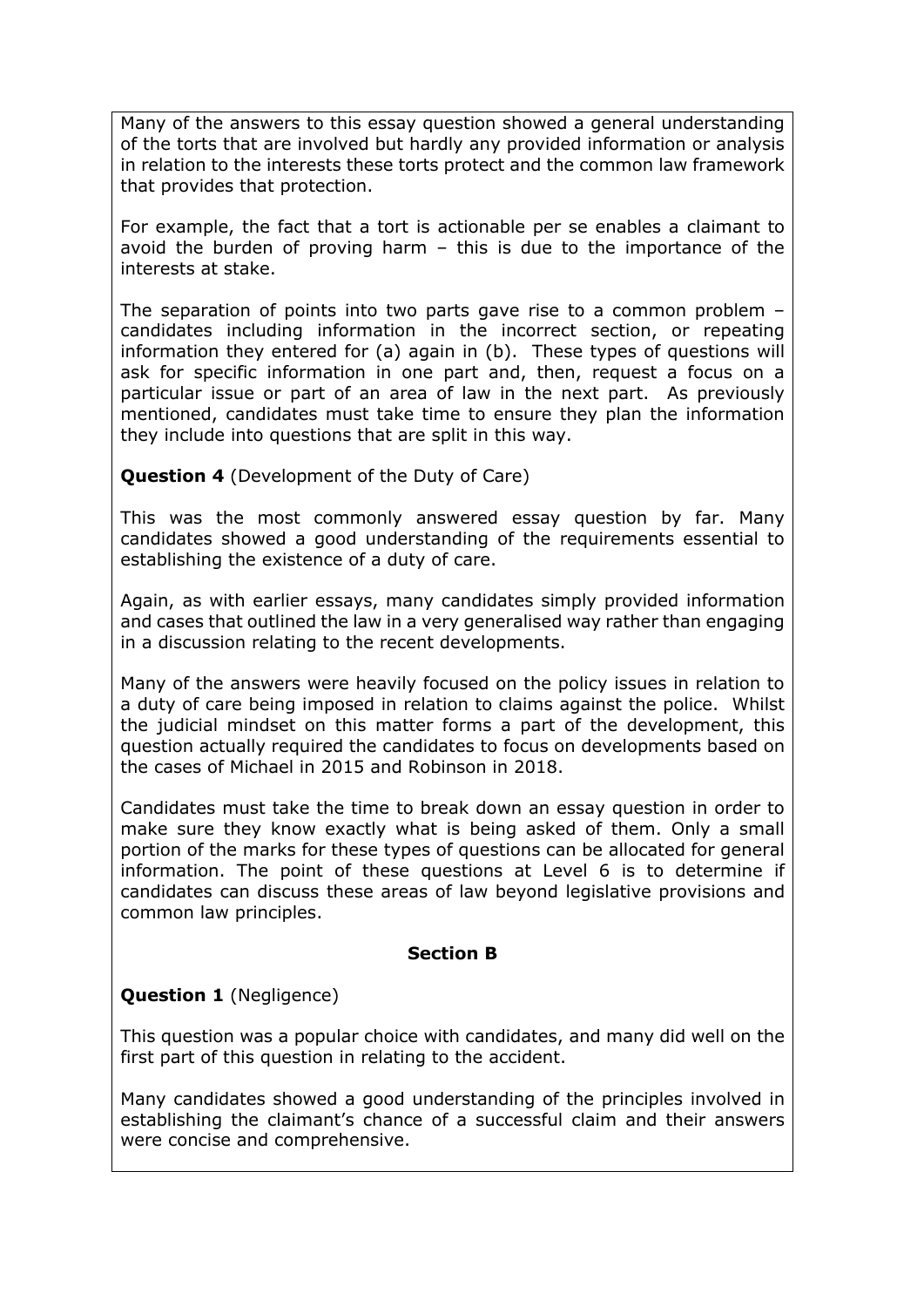Many of the answers to this essay question showed a general understanding of the torts that are involved but hardly any provided information or analysis in relation to the interests these torts protect and the common law framework that provides that protection.

For example, the fact that a tort is actionable per se enables a claimant to avoid the burden of proving harm – this is due to the importance of the interests at stake.

The separation of points into two parts gave rise to a common problem – candidates including information in the incorrect section, or repeating information they entered for (a) again in (b). These types of questions will ask for specific information in one part and, then, request a focus on a particular issue or part of an area of law in the next part. As previously mentioned, candidates must take time to ensure they plan the information they include into questions that are split in this way.

**Question 4** (Development of the Duty of Care)

This was the most commonly answered essay question by far. Many candidates showed a good understanding of the requirements essential to establishing the existence of a duty of care.

Again, as with earlier essays, many candidates simply provided information and cases that outlined the law in a very generalised way rather than engaging in a discussion relating to the recent developments.

Many of the answers were heavily focused on the policy issues in relation to a duty of care being imposed in relation to claims against the police. Whilst the judicial mindset on this matter forms a part of the development, this question actually required the candidates to focus on developments based on the cases of Michael in 2015 and Robinson in 2018.

Candidates must take the time to break down an essay question in order to make sure they know exactly what is being asked of them. Only a small portion of the marks for these types of questions can be allocated for general information. The point of these questions at Level 6 is to determine if candidates can discuss these areas of law beyond legislative provisions and common law principles.

## Section B

**Question 1** (Negligence)

This question was a popular choice with candidates, and many did well on the first part of this question in relating to the accident.

Many candidates showed a good understanding of the principles involved in establishing the claimant's chance of a successful claim and their answers were concise and comprehensive.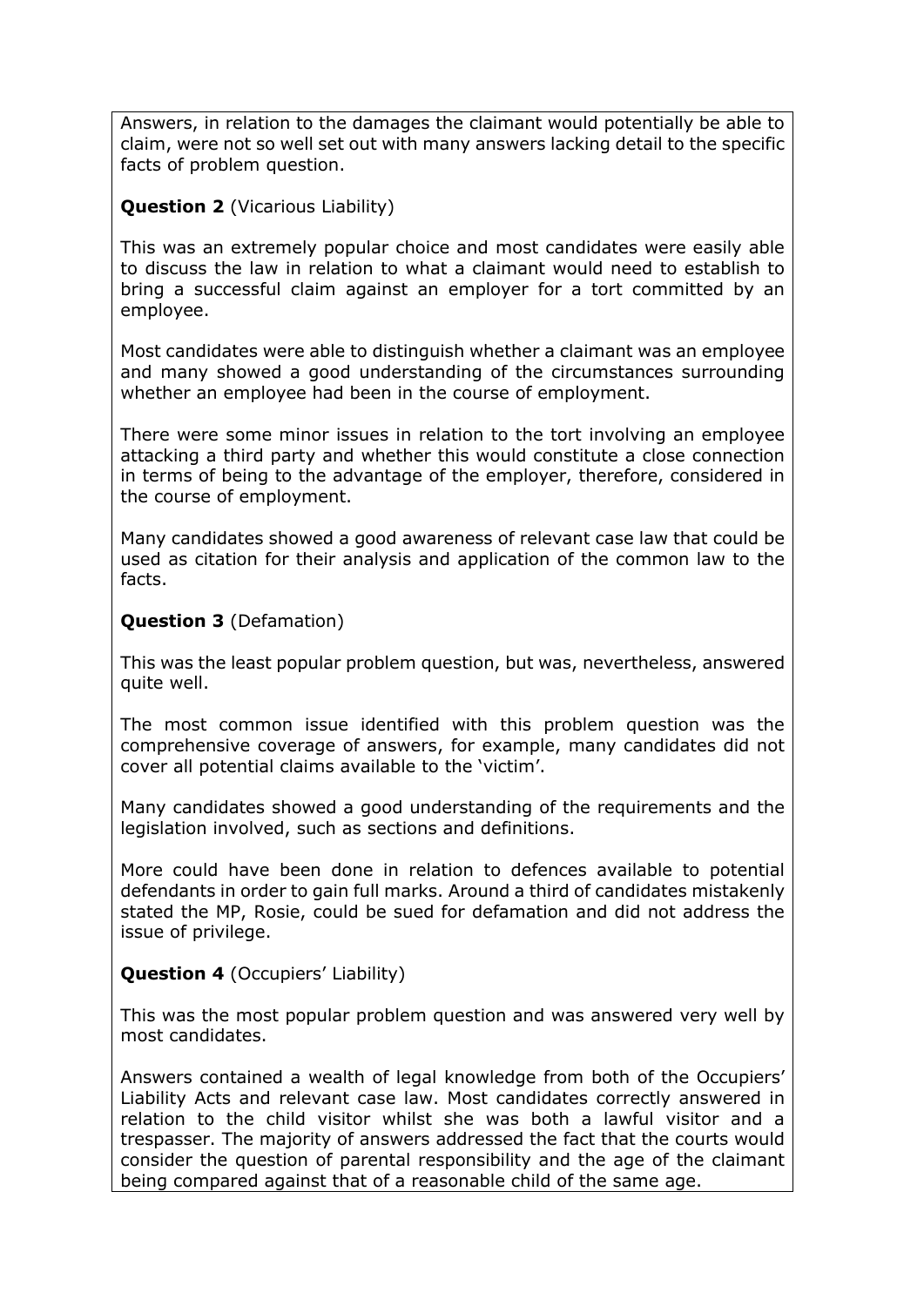Answers, in relation to the damages the claimant would potentially be able to claim, were not so well set out with many answers lacking detail to the specific facts of problem question.

**Question 2** (Vicarious Liability)

This was an extremely popular choice and most candidates were easily able to discuss the law in relation to what a claimant would need to establish to bring a successful claim against an employer for a tort committed by an employee.

Most candidates were able to distinguish whether a claimant was an employee and many showed a good understanding of the circumstances surrounding whether an employee had been in the course of employment.

There were some minor issues in relation to the tort involving an employee attacking a third party and whether this would constitute a close connection in terms of being to the advantage of the employer, therefore, considered in the course of employment.

Many candidates showed a good awareness of relevant case law that could be used as citation for their analysis and application of the common law to the facts.

**Question 3** (Defamation)

This was the least popular problem question, but was, nevertheless, answered quite well.

The most common issue identified with this problem question was the comprehensive coverage of answers, for example, many candidates did not cover all potential claims available to the 'victim'.

Many candidates showed a good understanding of the requirements and the legislation involved, such as sections and definitions.

More could have been done in relation to defences available to potential defendants in order to gain full marks. Around a third of candidates mistakenly stated the MP, Rosie, could be sued for defamation and did not address the issue of privilege.

**Question 4** (Occupiers' Liability)

This was the most popular problem question and was answered very well by most candidates.

Answers contained a wealth of legal knowledge from both of the Occupiers' Liability Acts and relevant case law. Most candidates correctly answered in relation to the child visitor whilst she was both a lawful visitor and a trespasser. The majority of answers addressed the fact that the courts would consider the question of parental responsibility and the age of the claimant being compared against that of a reasonable child of the same age.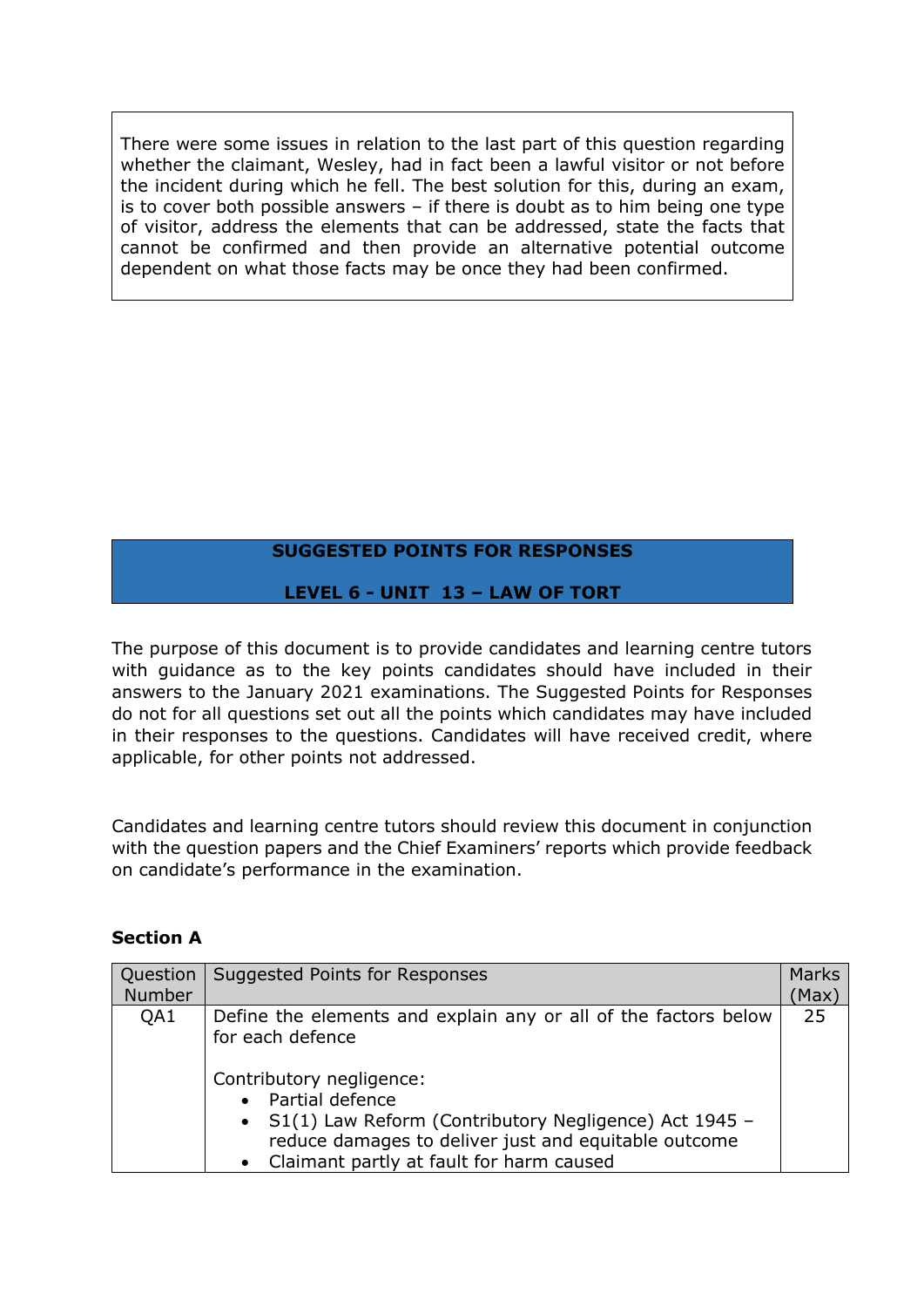There were some issues in relation to the last part of this question regarding whether the claimant, Wesley, had in fact been a lawful visitor or not before the incident during which he fell. The best solution for this, during an exam, is to cover both possible answers – if there is doubt as to him being one type of visitor, address the elements that can be addressed, state the facts that cannot be confirmed and then provide an alternative potential outcome dependent on what those facts may be once they had been confirmed.

## SUGGESTED POINTS FOR RESPONSES

## LEVEL 6 - UNIT 13 – LAW OF TORT

The purpose of this document is to provide candidates and learning centre tutors with guidance as to the key points candidates should have included in their answers to the January 2021 examinations. The Suggested Points for Responses do not for all questions set out all the points which candidates may have included in their responses to the questions. Candidates will have received credit, where applicable, for other points not addressed.

Candidates and learning centre tutors should review this document in conjunction with the question papers and the Chief Examiners' reports which provide feedback on candidate's performance in the examination.

### Section A

| Question Number | Suggested Points for Responses | Marks (Max) |
|---|---|---|
| QA1 | Define the elements and explain any or all of the factors below for each defence<br><br>Contributory negligence:<br>• Partial defence<br>• S1(1) Law Reform (Contributory Negligence) Act 1945 – reduce damages to deliver just and equitable outcome<br>• Claimant partly at fault for harm caused | 25 |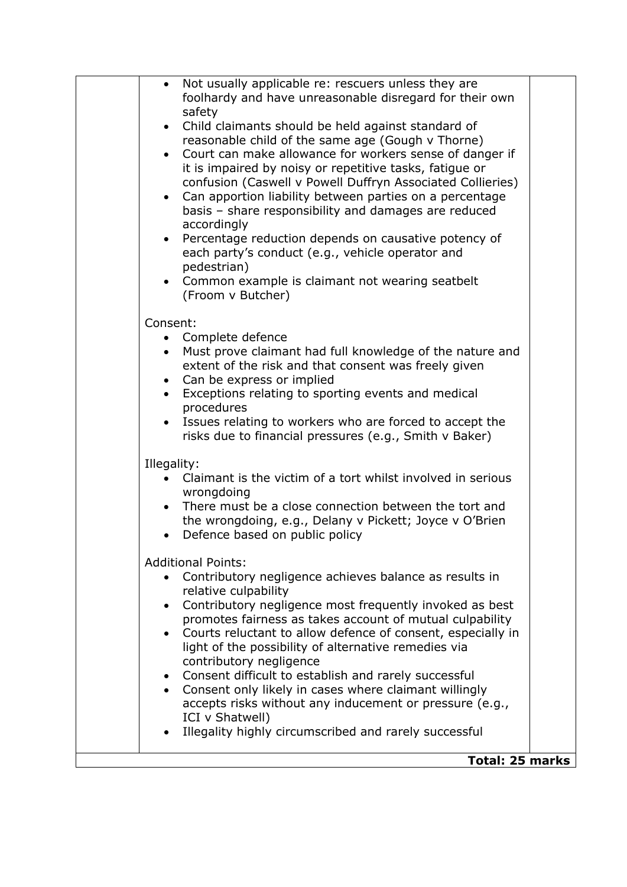| | | |
|---|---|---|
| | • Not usually applicable re: rescuers unless they are foolhardy and have unreasonable disregard for their own safety<br>• Child claimants should be held against standard of reasonable child of the same age (Gough v Thorne)<br>• Court can make allowance for workers sense of danger if it is impaired by noisy or repetitive tasks, fatigue or confusion (Caswell v Powell Duffryn Associated Collieries)<br>• Can apportion liability between parties on a percentage basis – share responsibility and damages are reduced accordingly<br>• Percentage reduction depends on causative potency of each party's conduct (e.g., vehicle operator and pedestrian)<br>• Common example is claimant not wearing seatbelt (Froom v Butcher)<br><br>Consent:<br>• Complete defence<br>• Must prove claimant had full knowledge of the nature and extent of the risk and that consent was freely given<br>• Can be express or implied<br>• Exceptions relating to sporting events and medical procedures<br>• Issues relating to workers who are forced to accept the risks due to financial pressures (e.g., Smith v Baker)<br><br>Illegality:<br>• Claimant is the victim of a tort whilst involved in serious wrongdoing<br>• There must be a close connection between the tort and the wrongdoing, e.g., Delany v Pickett; Joyce v O'Brien<br>• Defence based on public policy<br><br>Additional Points:<br>• Contributory negligence achieves balance as results in relative culpability<br>• Contributory negligence most frequently invoked as best promotes fairness as takes account of mutual culpability<br>• Courts reluctant to allow defence of consent, especially in light of the possibility of alternative remedies via contributory negligence<br>• Consent difficult to establish and rarely successful<br>• Consent only likely in cases where claimant willingly accepts risks without any inducement or pressure (e.g., ICI v Shatwell)<br>• Illegality highly circumscribed and rarely successful | |
| | | **Total: 25 marks** |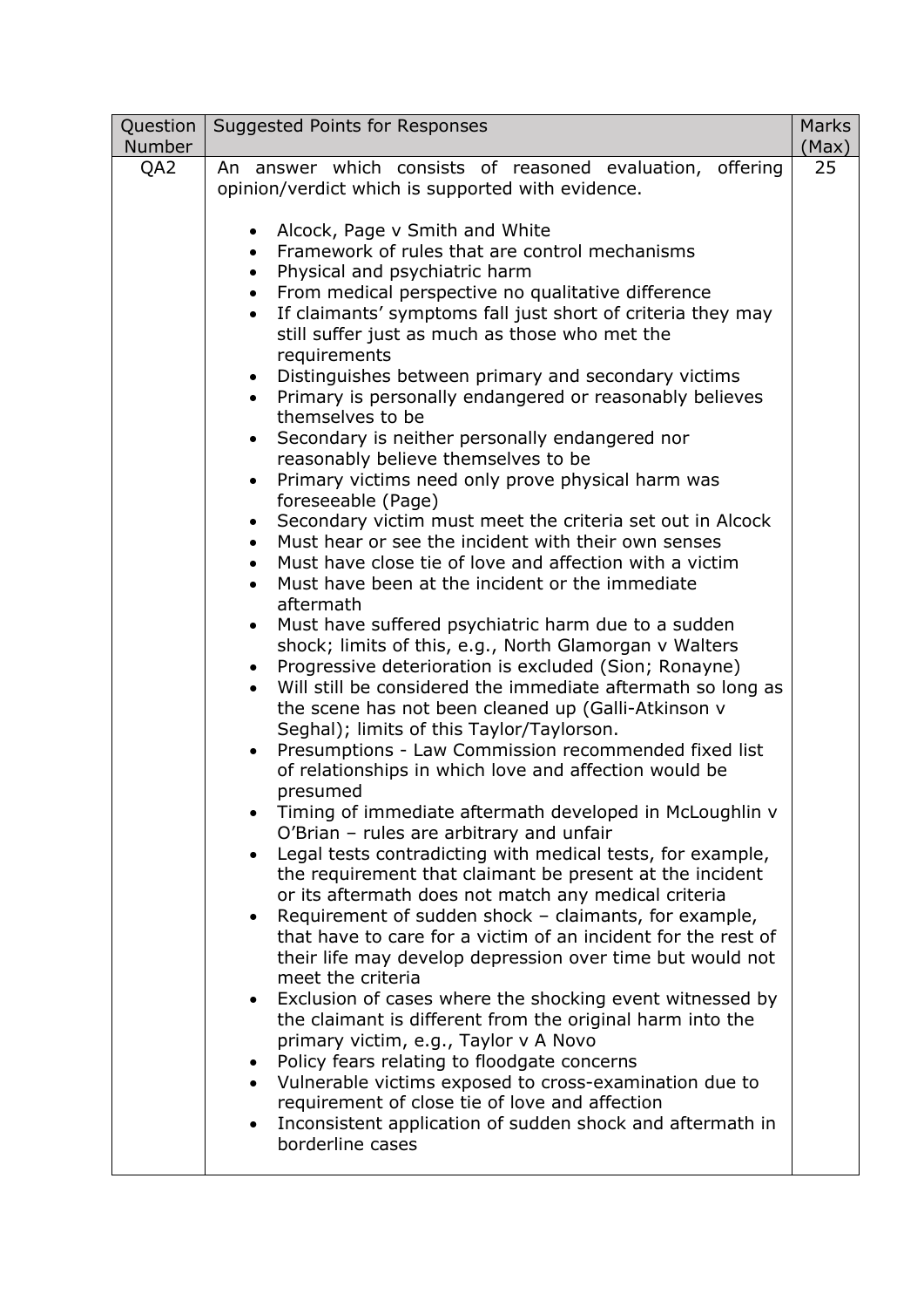| Question Number | Suggested Points for Responses | Marks (Max) |
|---|---|---|
| QA2 | An answer which consists of reasoned evaluation, offering opinion/verdict which is supported with evidence.<br><br>• Alcock, Page v Smith and White<br>• Framework of rules that are control mechanisms<br>• Physical and psychiatric harm<br>• From medical perspective no qualitative difference<br>• If claimants' symptoms fall just short of criteria they may still suffer just as much as those who met the requirements<br>• Distinguishes between primary and secondary victims<br>• Primary is personally endangered or reasonably believes themselves to be<br>• Secondary is neither personally endangered nor reasonably believe themselves to be<br>• Primary victims need only prove physical harm was foreseeable (Page)<br>• Secondary victim must meet the criteria set out in Alcock<br>• Must hear or see the incident with their own senses<br>• Must have close tie of love and affection with a victim<br>• Must have been at the incident or the immediate aftermath<br>• Must have suffered psychiatric harm due to a sudden shock; limits of this, e.g., North Glamorgan v Walters<br>• Progressive deterioration is excluded (Sion; Ronayne)<br>• Will still be considered the immediate aftermath so long as the scene has not been cleaned up (Galli-Atkinson v Seghal); limits of this Taylor/Taylorson.<br>• Presumptions - Law Commission recommended fixed list of relationships in which love and affection would be presumed<br>• Timing of immediate aftermath developed in McLoughlin v O'Brian – rules are arbitrary and unfair<br>• Legal tests contradicting with medical tests, for example, the requirement that claimant be present at the incident or its aftermath does not match any medical criteria<br>• Requirement of sudden shock – claimants, for example, that have to care for a victim of an incident for the rest of their life may develop depression over time but would not meet the criteria<br>• Exclusion of cases where the shocking event witnessed by the claimant is different from the original harm into the primary victim, e.g., Taylor v A Novo<br>• Policy fears relating to floodgate concerns<br>• Vulnerable victims exposed to cross-examination due to requirement of close tie of love and affection<br>• Inconsistent application of sudden shock and aftermath in borderline cases | 25 |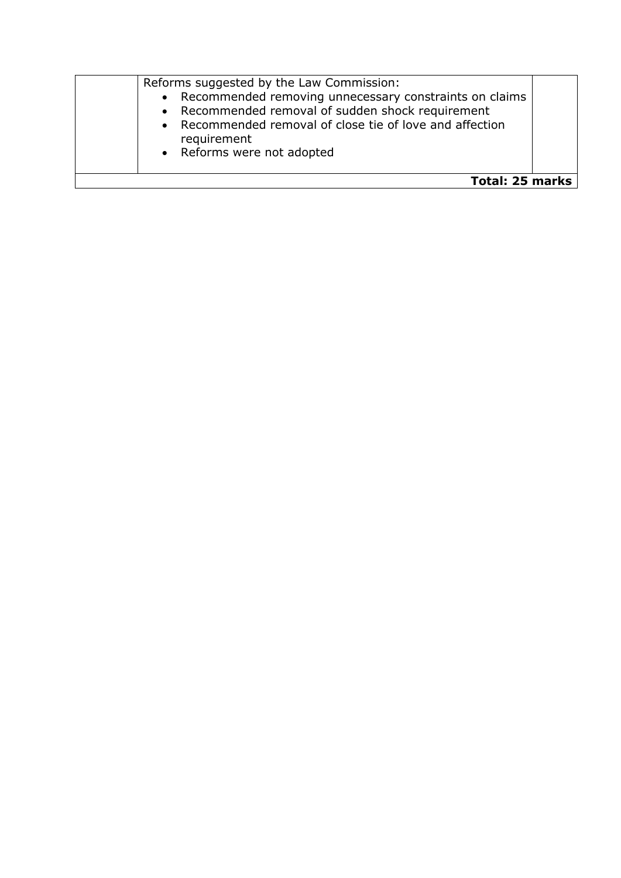| | | |
|---|---|---|
| | Reforms suggested by the Law Commission:<br>• Recommended removing unnecessary constraints on claims<br>• Recommended removal of sudden shock requirement<br>• Recommended removal of close tie of love and affection requirement<br>• Reforms were not adopted | |
| | | **Total: 25 marks** |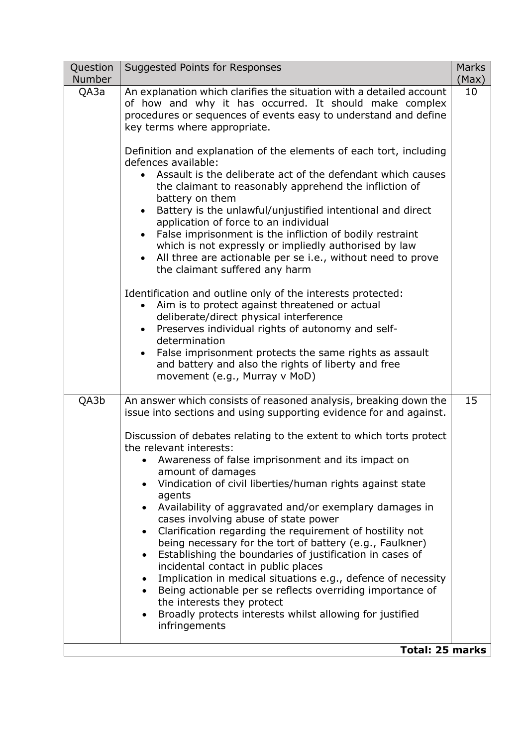| Question Number | Suggested Points for Responses | Marks (Max) |
|---|---|---|
| QA3a | An explanation which clarifies the situation with a detailed account of how and why it has occurred. It should make complex procedures or sequences of events easy to understand and define key terms where appropriate.<br><br>Definition and explanation of the elements of each tort, including defences available:<br>• Assault is the deliberate act of the defendant which causes the claimant to reasonably apprehend the infliction of battery on them<br>• Battery is the unlawful/unjustified intentional and direct application of force to an individual<br>• False imprisonment is the infliction of bodily restraint which is not expressly or impliedly authorised by law<br>• All three are actionable per se i.e., without need to prove the claimant suffered any harm<br><br>Identification and outline only of the interests protected:<br>• Aim is to protect against threatened or actual deliberate/direct physical interference<br>• Preserves individual rights of autonomy and self-determination<br>• False imprisonment protects the same rights as assault and battery and also the rights of liberty and free movement (e.g., Murray v MoD) | 10 |
| QA3b | An answer which consists of reasoned analysis, breaking down the issue into sections and using supporting evidence for and against.<br><br>Discussion of debates relating to the extent to which torts protect the relevant interests:<br>• Awareness of false imprisonment and its impact on amount of damages<br>• Vindication of civil liberties/human rights against state agents<br>• Availability of aggravated and/or exemplary damages in cases involving abuse of state power<br>• Clarification regarding the requirement of hostility not being necessary for the tort of battery (e.g., Faulkner)<br>• Establishing the boundaries of justification in cases of incidental contact in public places<br>• Implication in medical situations e.g., defence of necessity<br>• Being actionable per se reflects overriding importance of the interests they protect<br>• Broadly protects interests whilst allowing for justified infringements | 15 |
| | | **Total: 25 marks** |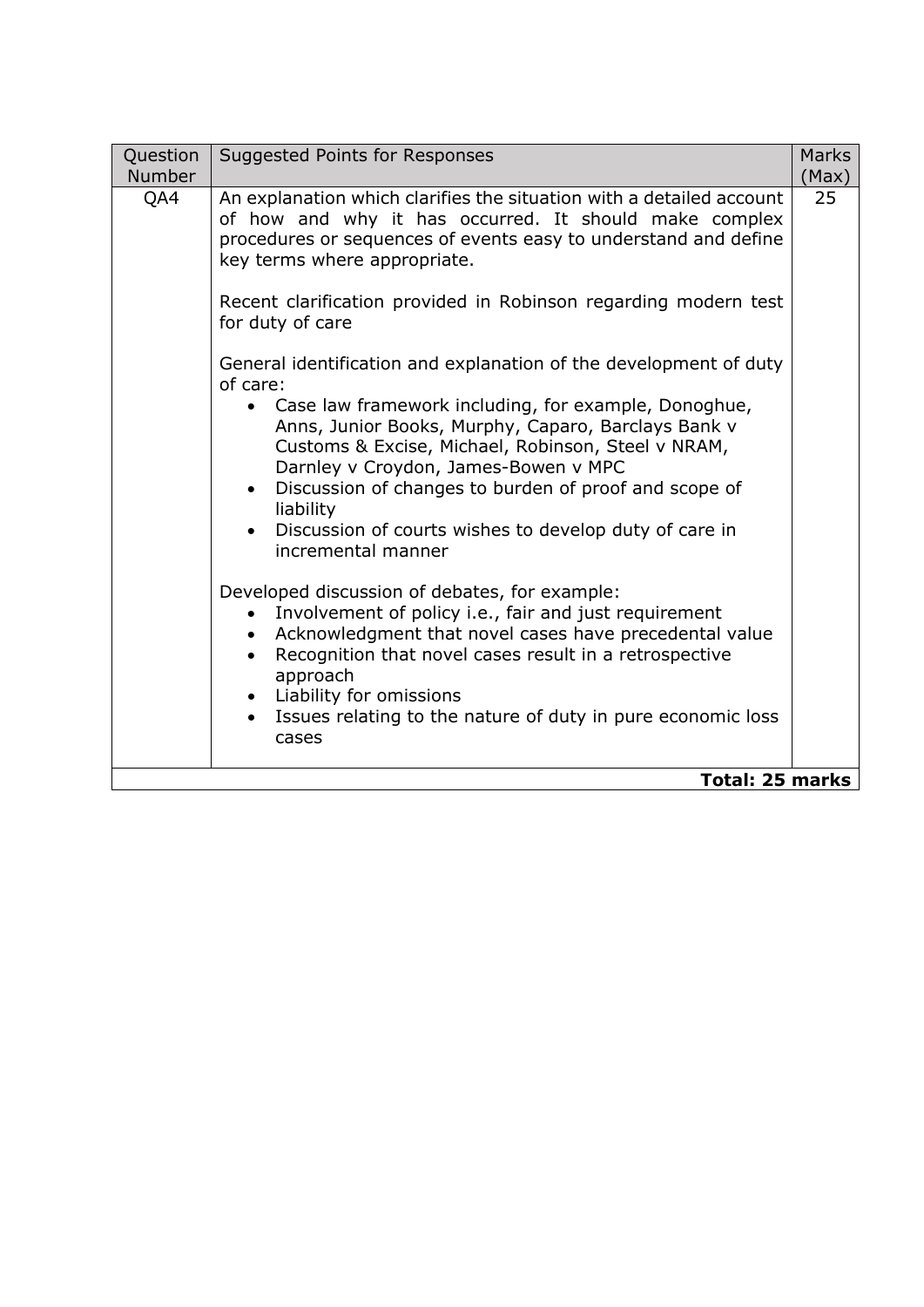| Question Number | Suggested Points for Responses | Marks (Max) |
| --- | --- | --- |
| QA4 | An explanation which clarifies the situation with a detailed account of how and why it has occurred. It should make complex procedures or sequences of events easy to understand and define key terms where appropriate.<br><br>Recent clarification provided in Robinson regarding modern test for duty of care<br><br>General identification and explanation of the development of duty of care:<br>• Case law framework including, for example, Donoghue, Anns, Junior Books, Murphy, Caparo, Barclays Bank v Customs & Excise, Michael, Robinson, Steel v NRAM, Darnley v Croydon, James-Bowen v MPC<br>• Discussion of changes to burden of proof and scope of liability<br>• Discussion of courts wishes to develop duty of care in incremental manner<br><br>Developed discussion of debates, for example:<br>• Involvement of policy i.e., fair and just requirement<br>• Acknowledgment that novel cases have precedental value<br>• Recognition that novel cases result in a retrospective approach<br>• Liability for omissions<br>• Issues relating to the nature of duty in pure economic loss cases | 25 |
| | | **Total: 25 marks** |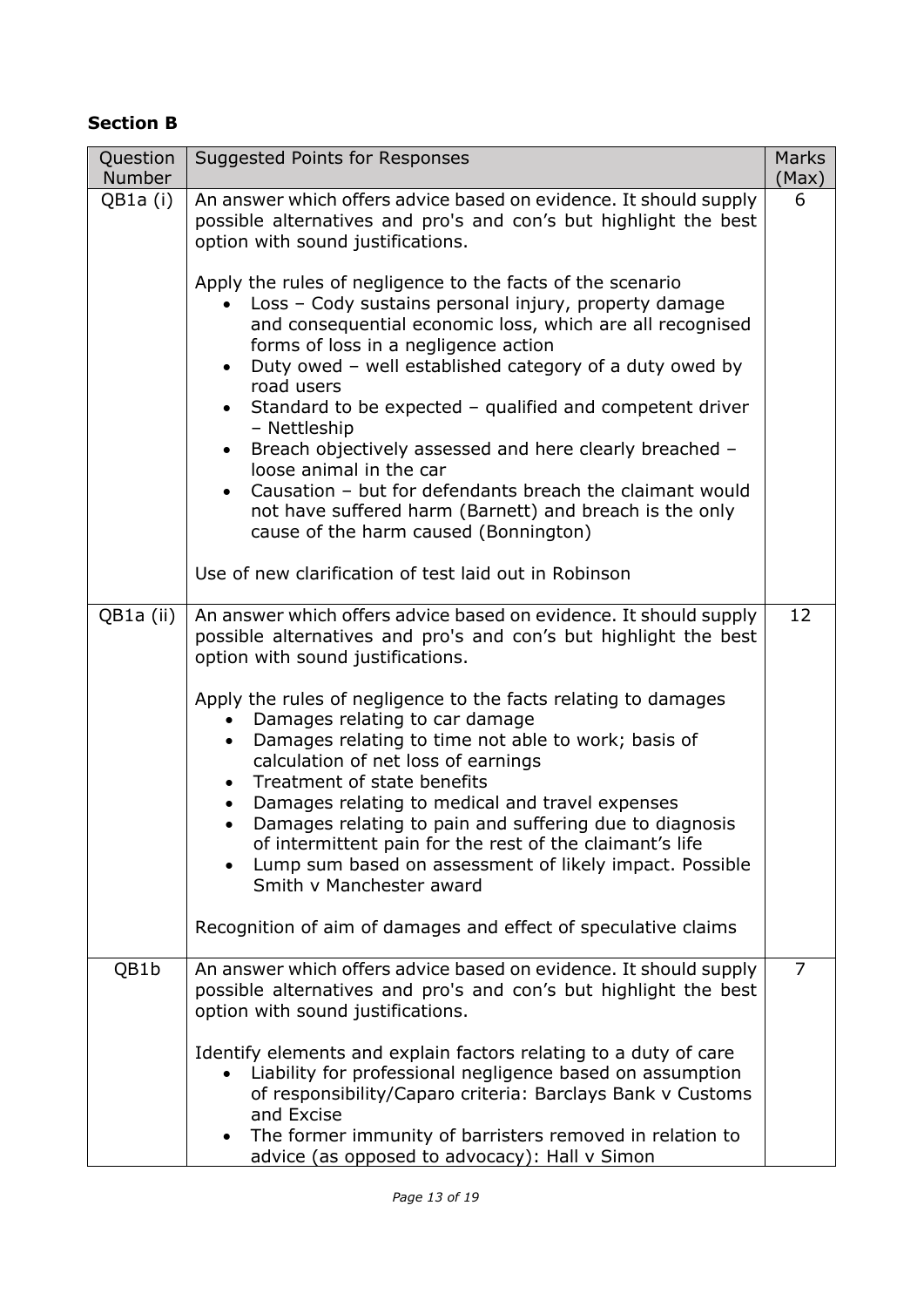## Section B

| Question Number | Suggested Points for Responses | Marks (Max) |
|---|---|---|
| QB1a (i) | An answer which offers advice based on evidence. It should supply possible alternatives and pro's and con's but highlight the best option with sound justifications.<br><br>Apply the rules of negligence to the facts of the scenario<br>• Loss – Cody sustains personal injury, property damage and consequential economic loss, which are all recognised forms of loss in a negligence action<br>• Duty owed – well established category of a duty owed by road users<br>• Standard to be expected – qualified and competent driver – Nettleship<br>• Breach objectively assessed and here clearly breached – loose animal in the car<br>• Causation – but for defendants breach the claimant would not have suffered harm (Barnett) and breach is the only cause of the harm caused (Bonnington)<br><br>Use of new clarification of test laid out in Robinson | 6 |
| QB1a (ii) | An answer which offers advice based on evidence. It should supply possible alternatives and pro's and con's but highlight the best option with sound justifications.<br><br>Apply the rules of negligence to the facts relating to damages<br>• Damages relating to car damage<br>• Damages relating to time not able to work; basis of calculation of net loss of earnings<br>• Treatment of state benefits<br>• Damages relating to medical and travel expenses<br>• Damages relating to pain and suffering due to diagnosis of intermittent pain for the rest of the claimant's life<br>• Lump sum based on assessment of likely impact. Possible Smith v Manchester award<br><br>Recognition of aim of damages and effect of speculative claims | 12 |
| QB1b | An answer which offers advice based on evidence. It should supply possible alternatives and pro's and con's but highlight the best option with sound justifications.<br><br>Identify elements and explain factors relating to a duty of care<br>• Liability for professional negligence based on assumption of responsibility/Caparo criteria: Barclays Bank v Customs and Excise<br>• The former immunity of barristers removed in relation to advice (as opposed to advocacy): Hall v Simon | 7 |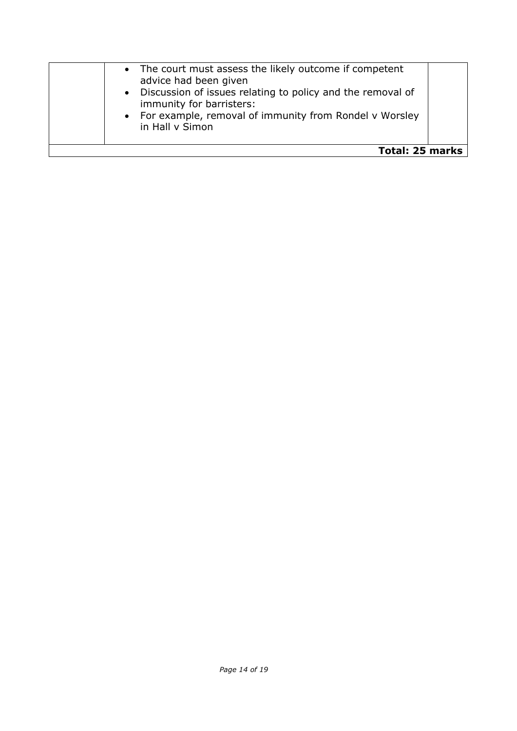| | | |
|---|---|---|
| | • The court must assess the likely outcome if competent advice had been given<br>• Discussion of issues relating to policy and the removal of immunity for barristers:<br>• For example, removal of immunity from Rondel v Worsley in Hall v Simon | |
| **Total: 25 marks** | | |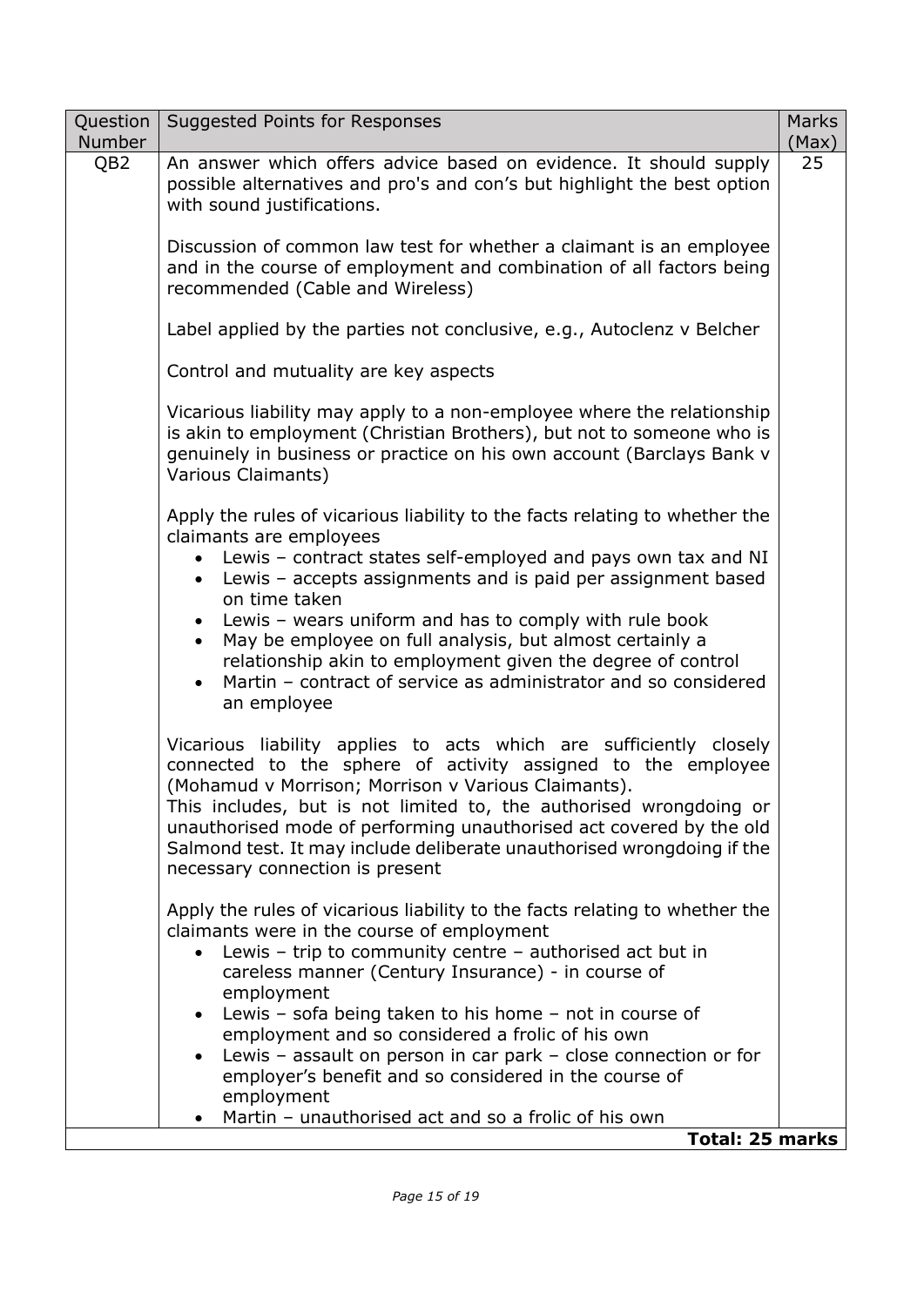| Question Number | Suggested Points for Responses | Marks (Max) |
|---|---|---|
| QB2 | An answer which offers advice based on evidence. It should supply possible alternatives and pro's and con's but highlight the best option with sound justifications.<br><br>Discussion of common law test for whether a claimant is an employee and in the course of employment and combination of all factors being recommended (Cable and Wireless)<br><br>Label applied by the parties not conclusive, e.g., Autoclenz v Belcher<br><br>Control and mutuality are key aspects<br><br>Vicarious liability may apply to a non-employee where the relationship is akin to employment (Christian Brothers), but not to someone who is genuinely in business or practice on his own account (Barclays Bank v Various Claimants)<br><br>Apply the rules of vicarious liability to the facts relating to whether the claimants are employees<br>• Lewis – contract states self-employed and pays own tax and NI<br>• Lewis – accepts assignments and is paid per assignment based on time taken<br>• Lewis – wears uniform and has to comply with rule book<br>• May be employee on full analysis, but almost certainly a relationship akin to employment given the degree of control<br>• Martin – contract of service as administrator and so considered an employee<br><br>Vicarious liability applies to acts which are sufficiently closely connected to the sphere of activity assigned to the employee (Mohamud v Morrison; Morrison v Various Claimants).<br>This includes, but is not limited to, the authorised wrongdoing or unauthorised mode of performing unauthorised act covered by the old Salmond test. It may include deliberate unauthorised wrongdoing if the necessary connection is present<br><br>Apply the rules of vicarious liability to the facts relating to whether the claimants were in the course of employment<br>• Lewis – trip to community centre – authorised act but in careless manner (Century Insurance) - in course of employment<br>• Lewis – sofa being taken to his home – not in course of employment and so considered a frolic of his own<br>• Lewis – assault on person in car park – close connection or for employer's benefit and so considered in the course of employment<br>• Martin – unauthorised act and so a frolic of his own | 25 |
| | | **Total: 25 marks** |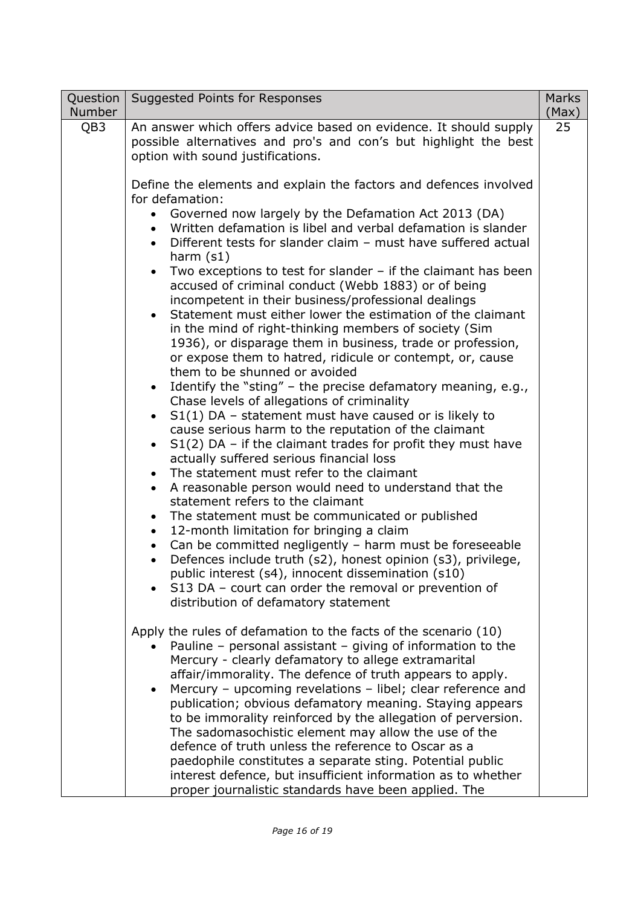| Question Number | Suggested Points for Responses | Marks (Max) |
|---|---|---|
| QB3 | An answer which offers advice based on evidence. It should supply possible alternatives and pro's and con's but highlight the best option with sound justifications.<br><br>Define the elements and explain the factors and defences involved for defamation:<br>• Governed now largely by the Defamation Act 2013 (DA)<br>• Written defamation is libel and verbal defamation is slander<br>• Different tests for slander claim – must have suffered actual harm (s1)<br>• Two exceptions to test for slander – if the claimant has been accused of criminal conduct (Webb 1883) or of being incompetent in their business/professional dealings<br>• Statement must either lower the estimation of the claimant in the mind of right-thinking members of society (Sim 1936), or disparage them in business, trade or profession, or expose them to hatred, ridicule or contempt, or, cause them to be shunned or avoided<br>• Identify the "sting" – the precise defamatory meaning, e.g., Chase levels of allegations of criminality<br>• S1(1) DA – statement must have caused or is likely to cause serious harm to the reputation of the claimant<br>• S1(2) DA – if the claimant trades for profit they must have actually suffered serious financial loss<br>• The statement must refer to the claimant<br>• A reasonable person would need to understand that the statement refers to the claimant<br>• The statement must be communicated or published<br>• 12-month limitation for bringing a claim<br>• Can be committed negligently – harm must be foreseeable<br>• Defences include truth (s2), honest opinion (s3), privilege, public interest (s4), innocent dissemination (s10)<br>• S13 DA – court can order the removal or prevention of distribution of defamatory statement<br><br>Apply the rules of defamation to the facts of the scenario (10)<br>• Pauline – personal assistant – giving of information to the Mercury - clearly defamatory to allege extramarital affair/immorality. The defence of truth appears to apply.<br>• Mercury – upcoming revelations – libel; clear reference and publication; obvious defamatory meaning. Staying appears to be immorality reinforced by the allegation of perversion. The sadomasochistic element may allow the use of the defence of truth unless the reference to Oscar as a paedophile constitutes a separate sting. Potential public interest defence, but insufficient information as to whether proper journalistic standards have been applied. The | 25 |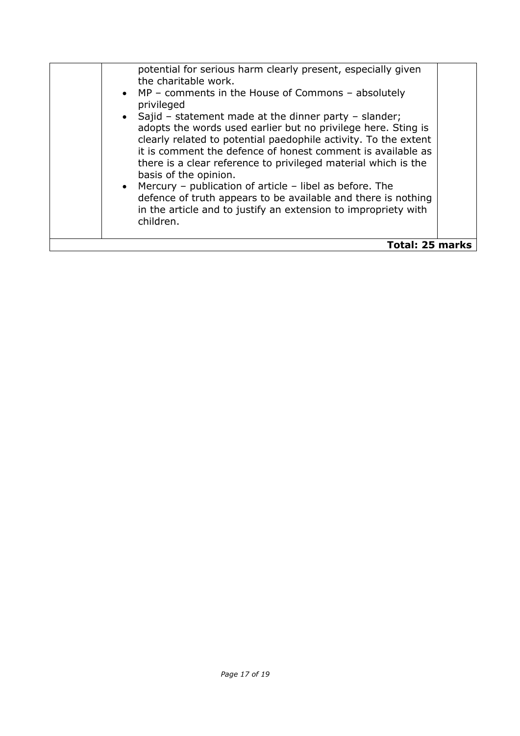| | | |
|---|---|---|
| | potential for serious harm clearly present, especially given the charitable work. <br> • MP – comments in the House of Commons – absolutely privileged <br> • Sajid – statement made at the dinner party – slander; adopts the words used earlier but no privilege here. Sting is clearly related to potential paedophile activity. To the extent it is comment the defence of honest comment is available as there is a clear reference to privileged material which is the basis of the opinion. <br> • Mercury – publication of article – libel as before. The defence of truth appears to be available and there is nothing in the article and to justify an extension to impropriety with children. | |
| | | **Total: 25 marks** |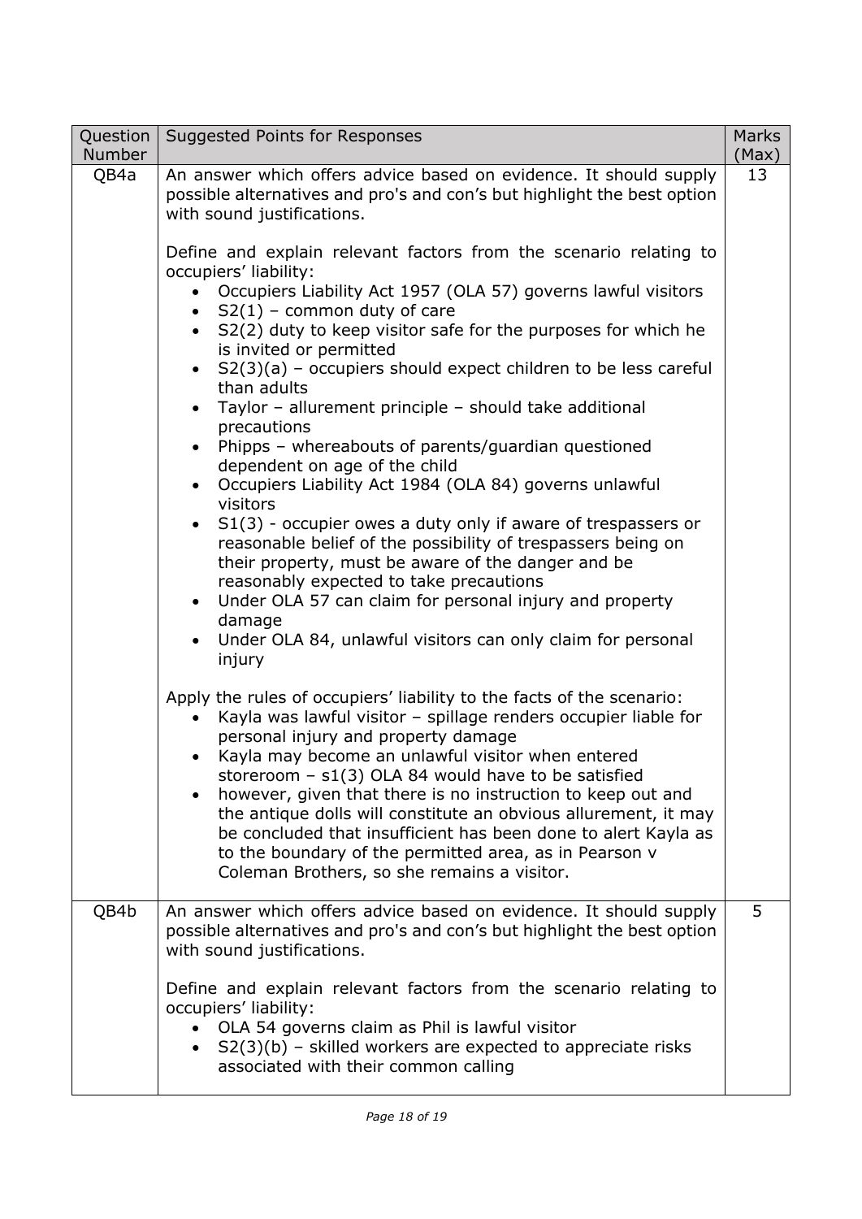| Question Number | Suggested Points for Responses | Marks (Max) |
|---|---|---|
| QB4a | An answer which offers advice based on evidence. It should supply possible alternatives and pro's and con's but highlight the best option with sound justifications.<br><br>Define and explain relevant factors from the scenario relating to occupiers' liability:<br>• Occupiers Liability Act 1957 (OLA 57) governs lawful visitors<br>• S2(1) – common duty of care<br>• S2(2) duty to keep visitor safe for the purposes for which he is invited or permitted<br>• S2(3)(a) – occupiers should expect children to be less careful than adults<br>• Taylor – allurement principle – should take additional precautions<br>• Phipps – whereabouts of parents/guardian questioned dependent on age of the child<br>• Occupiers Liability Act 1984 (OLA 84) governs unlawful visitors<br>• S1(3) - occupier owes a duty only if aware of trespassers or reasonable belief of the possibility of trespassers being on their property, must be aware of the danger and be reasonably expected to take precautions<br>• Under OLA 57 can claim for personal injury and property damage<br>• Under OLA 84, unlawful visitors can only claim for personal injury<br><br>Apply the rules of occupiers' liability to the facts of the scenario:<br>• Kayla was lawful visitor – spillage renders occupier liable for personal injury and property damage<br>• Kayla may become an unlawful visitor when entered storeroom – s1(3) OLA 84 would have to be satisfied<br>• however, given that there is no instruction to keep out and the antique dolls will constitute an obvious allurement, it may be concluded that insufficient has been done to alert Kayla as to the boundary of the permitted area, as in Pearson v Coleman Brothers, so she remains a visitor. | 13 |
| QB4b | An answer which offers advice based on evidence. It should supply possible alternatives and pro's and con's but highlight the best option with sound justifications.<br><br>Define and explain relevant factors from the scenario relating to occupiers' liability:<br>• OLA 54 governs claim as Phil is lawful visitor<br>• S2(3)(b) – skilled workers are expected to appreciate risks associated with their common calling | 5 |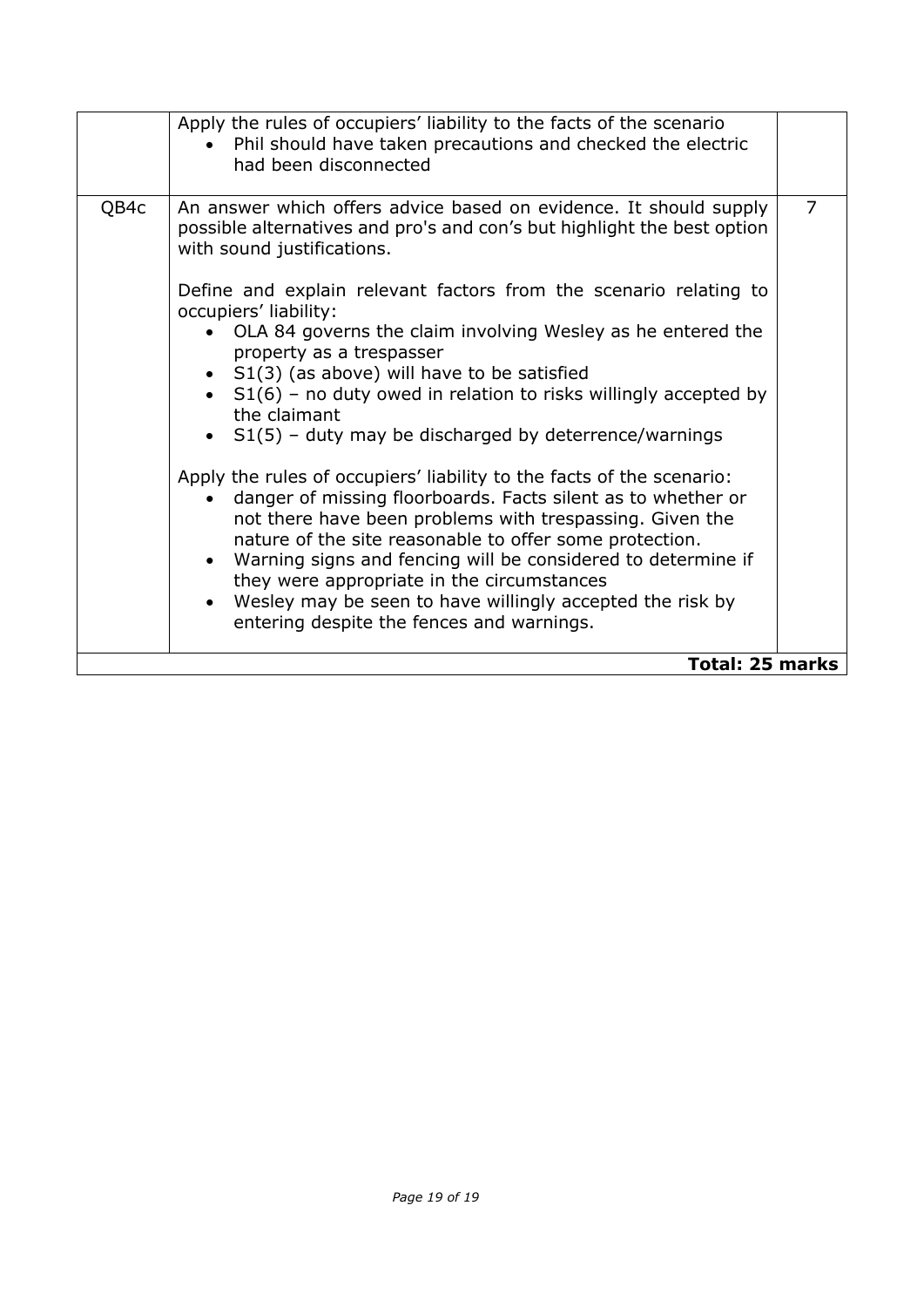| | | |
|---|---|---|
| | Apply the rules of occupiers' liability to the facts of the scenario<br>• Phil should have taken precautions and checked the electric had been disconnected | |
| QB4c | An answer which offers advice based on evidence. It should supply possible alternatives and pro's and con's but highlight the best option with sound justifications.<br><br>Define and explain relevant factors from the scenario relating to occupiers' liability:<br>• OLA 84 governs the claim involving Wesley as he entered the property as a trespasser<br>• S1(3) (as above) will have to be satisfied<br>• S1(6) – no duty owed in relation to risks willingly accepted by the claimant<br>• S1(5) – duty may be discharged by deterrence/warnings<br><br>Apply the rules of occupiers' liability to the facts of the scenario:<br>• danger of missing floorboards. Facts silent as to whether or not there have been problems with trespassing. Given the nature of the site reasonable to offer some protection.<br>• Warning signs and fencing will be considered to determine if they were appropriate in the circumstances<br>• Wesley may be seen to have willingly accepted the risk by entering despite the fences and warnings. | 7 |
| | **Total: 25 marks** | |